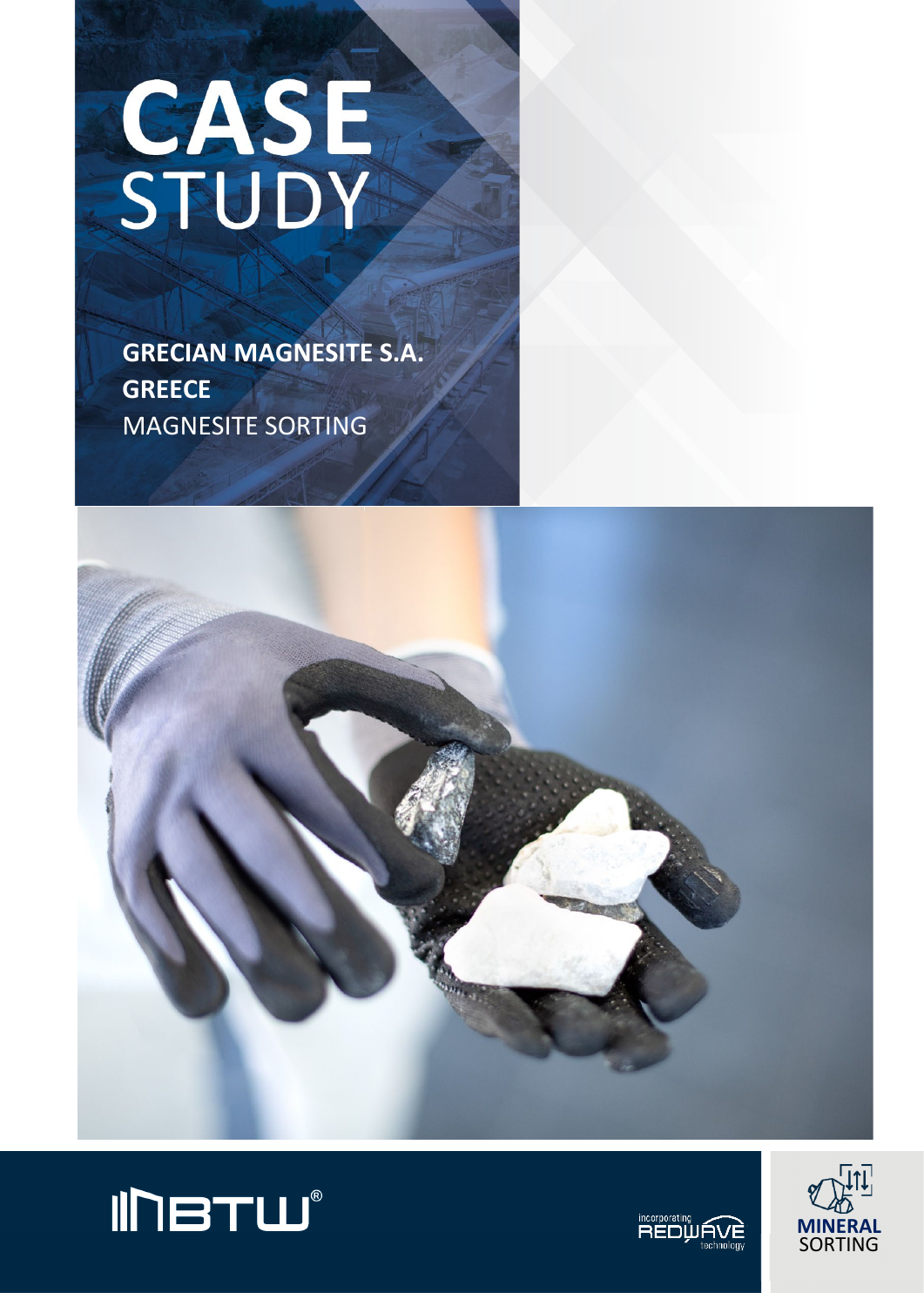# CASE STUDY

**GRECIAN MAGNESITE S.A.**

**GREECE**

MAGNESITE SORTING

TBTW®

incorporating REDWAVE technology

**MINERAL** SORTING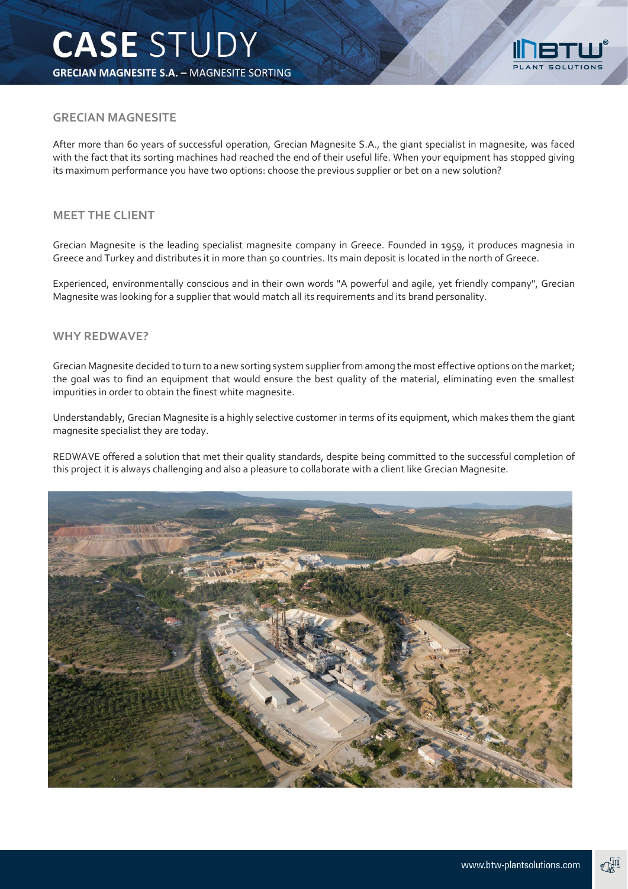# CASE STUDY

**GRECIAN MAGNESITE S.A. –** MAGNESITE SORTING

## GRECIAN MAGNESITE

After more than 60 years of successful operation, Grecian Magnesite S.A., the giant specialist in magnesite, was faced with the fact that its sorting machines had reached the end of their useful life. When your equipment has stopped giving its maximum performance you have two options: choose the previous supplier or bet on a new solution?

## MEET THE CLIENT

Grecian Magnesite is the leading specialist magnesite company in Greece. Founded in 1959, it produces magnesia in Greece and Turkey and distributes it in more than 50 countries. Its main deposit is located in the north of Greece.

Experienced, environmentally conscious and in their own words "A powerful and agile, yet friendly company", Grecian Magnesite was looking for a supplier that would match all its requirements and its brand personality.

## WHY REDWAVE?

Grecian Magnesite decided to turn to a new sorting system supplier from among the most effective options on the market; the goal was to find an equipment that would ensure the best quality of the material, eliminating even the smallest impurities in order to obtain the finest white magnesite.

Understandably, Grecian Magnesite is a highly selective customer in terms of its equipment, which makes them the giant magnesite specialist they are today.

REDWAVE offered a solution that met their quality standards, despite being committed to the successful completion of this project it is always challenging and also a pleasure to collaborate with a client like Grecian Magnesite.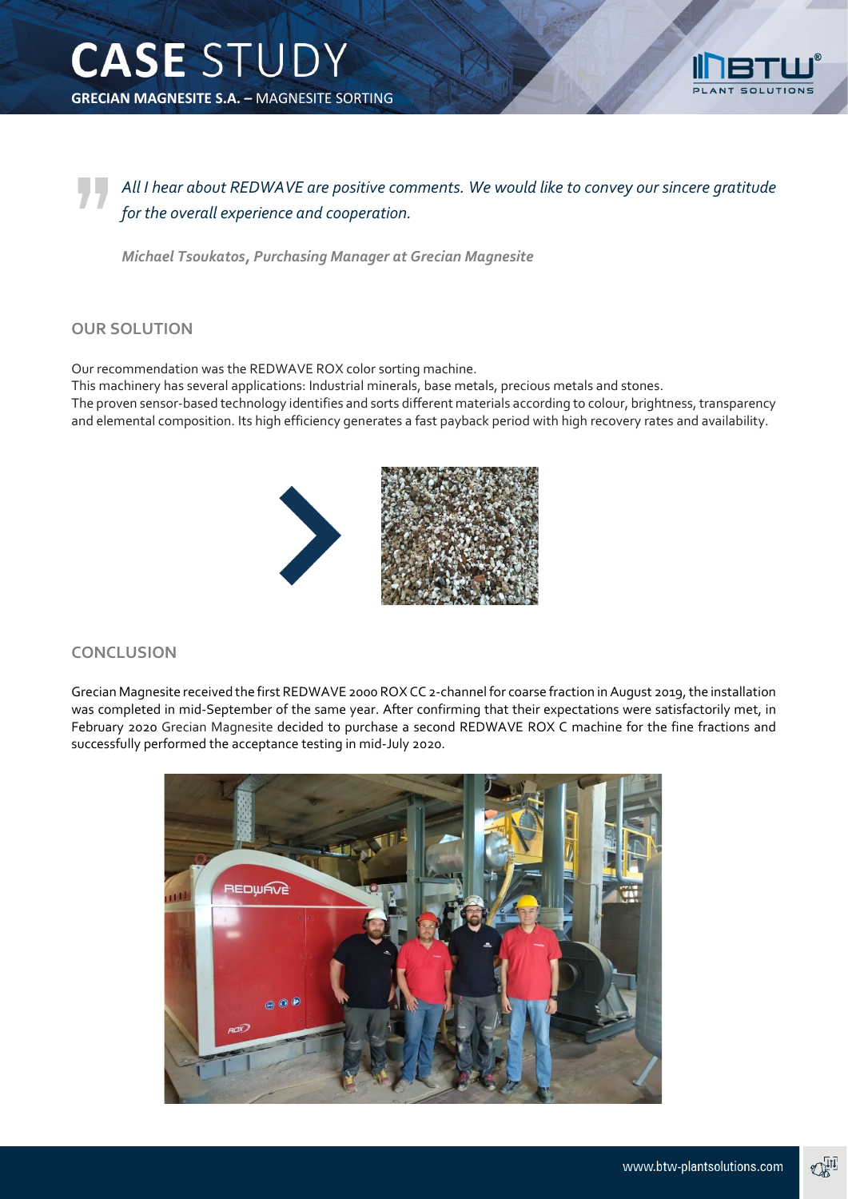# CASE STUDY

**GRECIAN MAGNESITE S.A. –** MAGNESITE SORTING

> *All I hear about REDWAVE are positive comments. We would like to convey our sincere gratitude for the overall experience and cooperation.*
>
> ***Michael Tsoukatos, Purchasing Manager at Grecian Magnesite***

## OUR SOLUTION

Our recommendation was the REDWAVE ROX color sorting machine.
This machinery has several applications: Industrial minerals, base metals, precious metals and stones.
The proven sensor-based technology identifies and sorts different materials according to colour, brightness, transparency and elemental composition. Its high efficiency generates a fast payback period with high recovery rates and availability.

## CONCLUSION

Grecian Magnesite received the first REDWAVE 2000 ROX CC 2-channel for coarse fraction in August 2019, the installation was completed in mid-September of the same year. After confirming that their expectations were satisfactorily met, in February 2020 Grecian Magnesite decided to purchase a second REDWAVE ROX C machine for the fine fractions and successfully performed the acceptance testing in mid-July 2020.